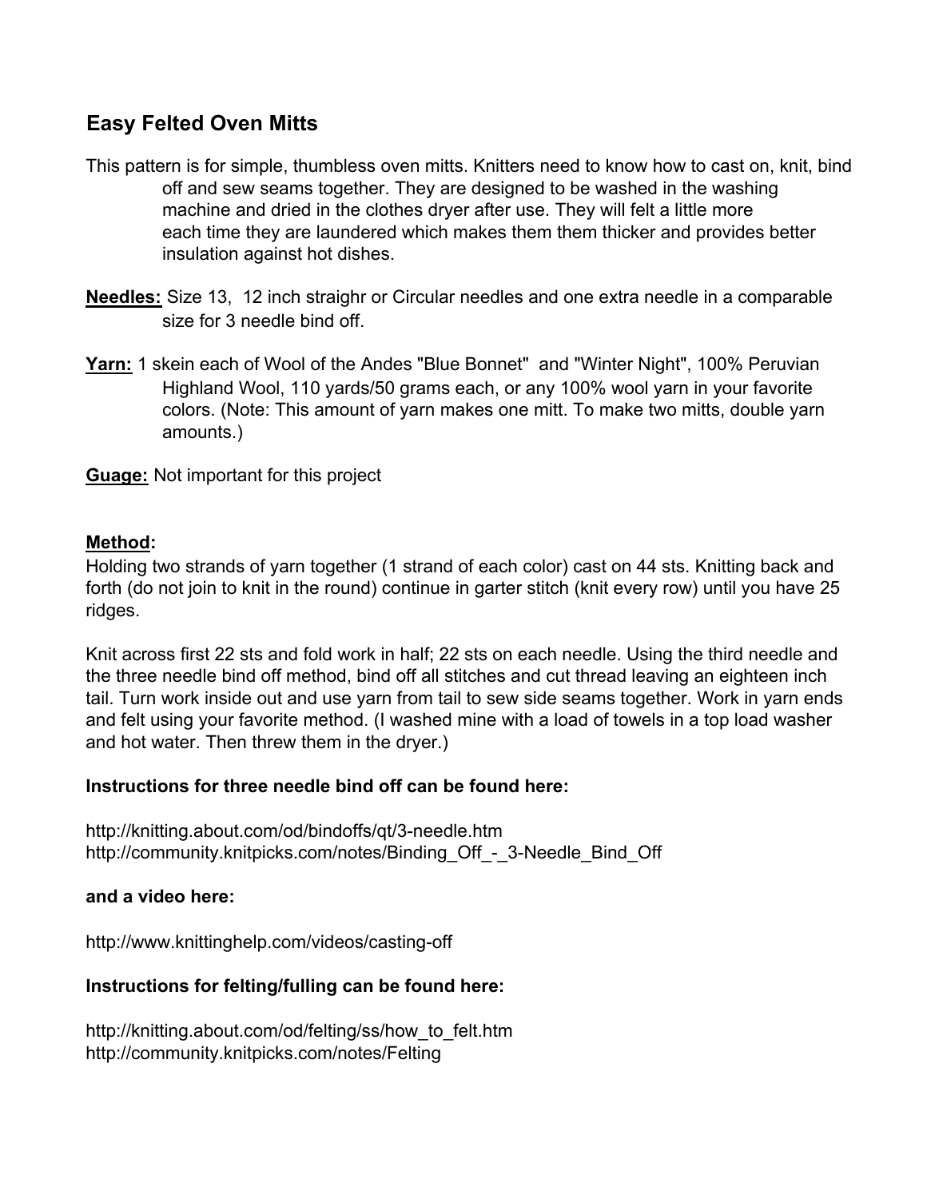## Easy Felted Oven Mitts

This pattern is for simple, thumbless oven mitts. Knitters need to know how to cast on, knit, bind off and sew seams together. They are designed to be washed in the washing machine and dried in the clothes dryer after use. They will felt a little more each time they are laundered which makes them them thicker and provides better insulation against hot dishes.

**Needles:** Size 13, 12 inch straighr or Circular needles and one extra needle in a comparable size for 3 needle bind off.

**Yarn:** 1 skein each of Wool of the Andes "Blue Bonnet" and "Winter Night", 100% Peruvian Highland Wool, 110 yards/50 grams each, or any 100% wool yarn in your favorite colors. (Note: This amount of yarn makes one mitt. To make two mitts, double yarn amounts.)

**Guage:** Not important for this project

**Method:**

Holding two strands of yarn together (1 strand of each color) cast on 44 sts. Knitting back and forth (do not join to knit in the round) continue in garter stitch (knit every row) until you have 25 ridges.

Knit across first 22 sts and fold work in half; 22 sts on each needle. Using the third needle and the three needle bind off method, bind off all stitches and cut thread leaving an eighteen inch tail. Turn work inside out and use yarn from tail to sew side seams together. Work in yarn ends and felt using your favorite method. (I washed mine with a load of towels in a top load washer and hot water. Then threw them in the dryer.)

**Instructions for three needle bind off can be found here:**

http://knitting.about.com/od/bindoffs/qt/3-needle.htm
http://community.knitpicks.com/notes/Binding_Off_-_3-Needle_Bind_Off

**and a video here:**

http://www.knittinghelp.com/videos/casting-off

**Instructions for felting/fulling can be found here:**

http://knitting.about.com/od/felting/ss/how_to_felt.htm
http://community.knitpicks.com/notes/Felting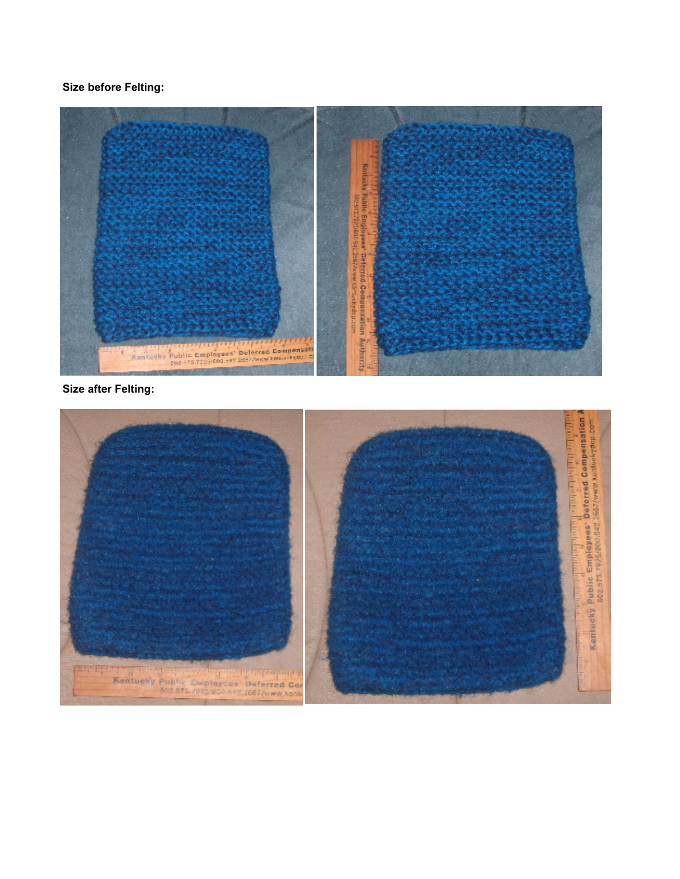**Size before Felting:**

**Size after Felting:**